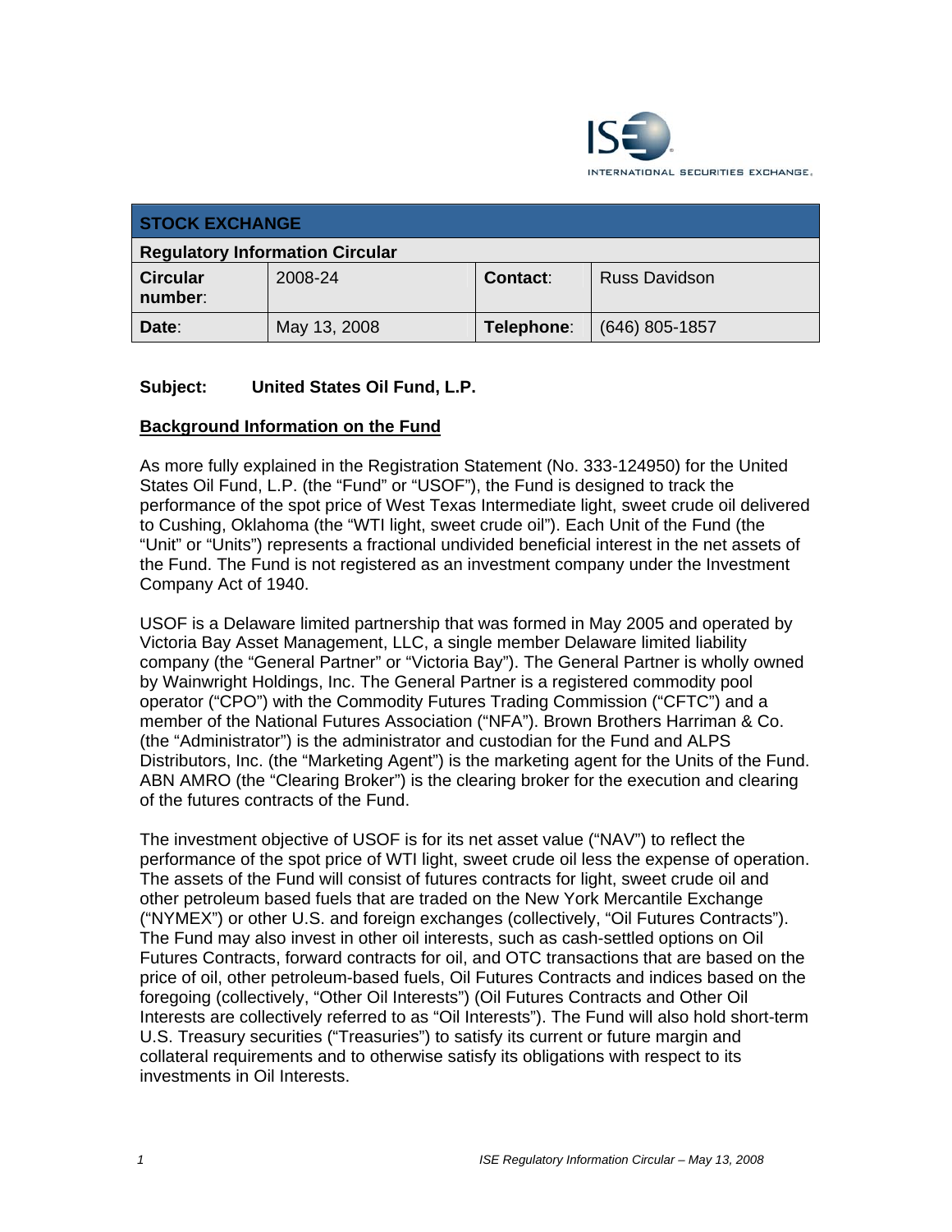| STOCK EXCHANGE | | | |
|---|---|---|---|
| **Regulatory Information Circular** | | | |
| **Circular number**: | 2008-24 | **Contact**: | Russ Davidson |
| **Date**: | May 13, 2008 | **Telephone**: | (646) 805-1857 |

**Subject: United States Oil Fund, L.P.**

**Background Information on the Fund**

As more fully explained in the Registration Statement (No. 333-124950) for the United States Oil Fund, L.P. (the "Fund" or "USOF"), the Fund is designed to track the performance of the spot price of West Texas Intermediate light, sweet crude oil delivered to Cushing, Oklahoma (the "WTI light, sweet crude oil"). Each Unit of the Fund (the "Unit" or "Units") represents a fractional undivided beneficial interest in the net assets of the Fund. The Fund is not registered as an investment company under the Investment Company Act of 1940.

USOF is a Delaware limited partnership that was formed in May 2005 and operated by Victoria Bay Asset Management, LLC, a single member Delaware limited liability company (the "General Partner" or "Victoria Bay"). The General Partner is wholly owned by Wainwright Holdings, Inc. The General Partner is a registered commodity pool operator ("CPO") with the Commodity Futures Trading Commission ("CFTC") and a member of the National Futures Association ("NFA"). Brown Brothers Harriman & Co. (the "Administrator") is the administrator and custodian for the Fund and ALPS Distributors, Inc. (the "Marketing Agent") is the marketing agent for the Units of the Fund. ABN AMRO (the "Clearing Broker") is the clearing broker for the execution and clearing of the futures contracts of the Fund.

The investment objective of USOF is for its net asset value ("NAV") to reflect the performance of the spot price of WTI light, sweet crude oil less the expense of operation. The assets of the Fund will consist of futures contracts for light, sweet crude oil and other petroleum based fuels that are traded on the New York Mercantile Exchange ("NYMEX") or other U.S. and foreign exchanges (collectively, "Oil Futures Contracts"). The Fund may also invest in other oil interests, such as cash-settled options on Oil Futures Contracts, forward contracts for oil, and OTC transactions that are based on the price of oil, other petroleum-based fuels, Oil Futures Contracts and indices based on the foregoing (collectively, "Other Oil Interests") (Oil Futures Contracts and Other Oil Interests are collectively referred to as "Oil Interests"). The Fund will also hold short-term U.S. Treasury securities ("Treasuries") to satisfy its current or future margin and collateral requirements and to otherwise satisfy its obligations with respect to its investments in Oil Interests.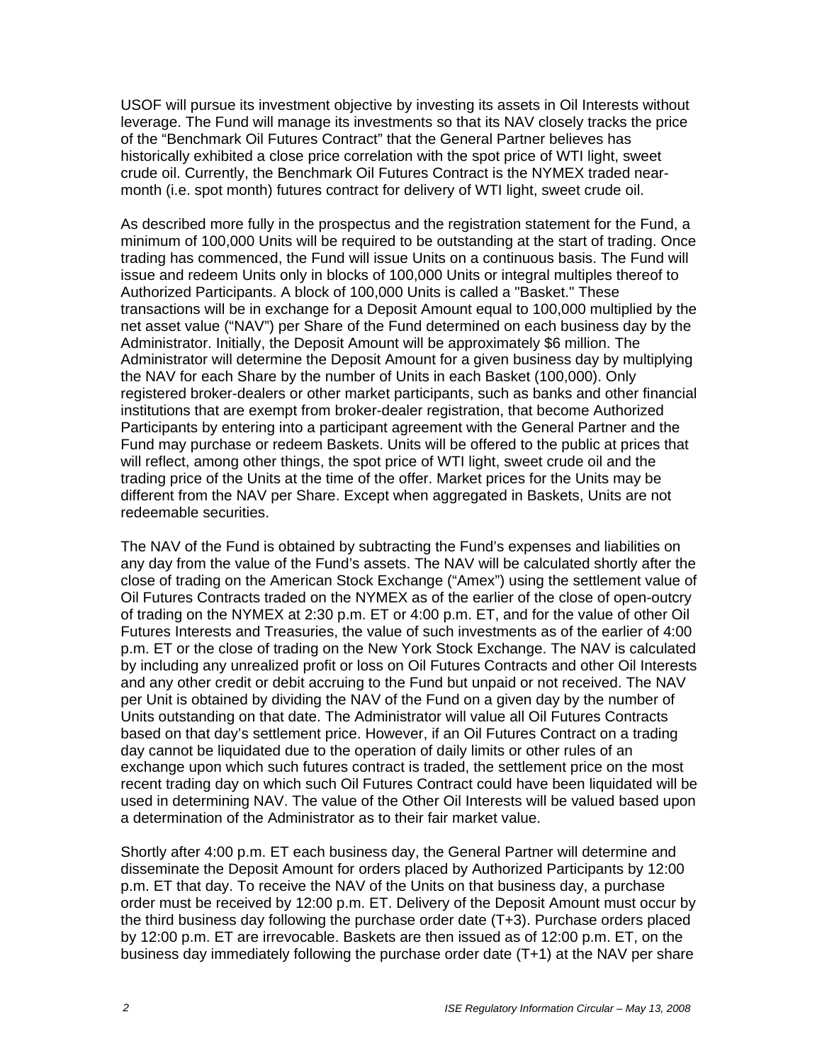USOF will pursue its investment objective by investing its assets in Oil Interests without leverage. The Fund will manage its investments so that its NAV closely tracks the price of the "Benchmark Oil Futures Contract" that the General Partner believes has historically exhibited a close price correlation with the spot price of WTI light, sweet crude oil. Currently, the Benchmark Oil Futures Contract is the NYMEX traded near-month (i.e. spot month) futures contract for delivery of WTI light, sweet crude oil.

As described more fully in the prospectus and the registration statement for the Fund, a minimum of 100,000 Units will be required to be outstanding at the start of trading. Once trading has commenced, the Fund will issue Units on a continuous basis. The Fund will issue and redeem Units only in blocks of 100,000 Units or integral multiples thereof to Authorized Participants. A block of 100,000 Units is called a "Basket." These transactions will be in exchange for a Deposit Amount equal to 100,000 multiplied by the net asset value ("NAV") per Share of the Fund determined on each business day by the Administrator. Initially, the Deposit Amount will be approximately $6 million. The Administrator will determine the Deposit Amount for a given business day by multiplying the NAV for each Share by the number of Units in each Basket (100,000). Only registered broker-dealers or other market participants, such as banks and other financial institutions that are exempt from broker-dealer registration, that become Authorized Participants by entering into a participant agreement with the General Partner and the Fund may purchase or redeem Baskets. Units will be offered to the public at prices that will reflect, among other things, the spot price of WTI light, sweet crude oil and the trading price of the Units at the time of the offer. Market prices for the Units may be different from the NAV per Share. Except when aggregated in Baskets, Units are not redeemable securities.

The NAV of the Fund is obtained by subtracting the Fund's expenses and liabilities on any day from the value of the Fund's assets. The NAV will be calculated shortly after the close of trading on the American Stock Exchange ("Amex") using the settlement value of Oil Futures Contracts traded on the NYMEX as of the earlier of the close of open-outcry of trading on the NYMEX at 2:30 p.m. ET or 4:00 p.m. ET, and for the value of other Oil Futures Interests and Treasuries, the value of such investments as of the earlier of 4:00 p.m. ET or the close of trading on the New York Stock Exchange. The NAV is calculated by including any unrealized profit or loss on Oil Futures Contracts and other Oil Interests and any other credit or debit accruing to the Fund but unpaid or not received. The NAV per Unit is obtained by dividing the NAV of the Fund on a given day by the number of Units outstanding on that date. The Administrator will value all Oil Futures Contracts based on that day's settlement price. However, if an Oil Futures Contract on a trading day cannot be liquidated due to the operation of daily limits or other rules of an exchange upon which such futures contract is traded, the settlement price on the most recent trading day on which such Oil Futures Contract could have been liquidated will be used in determining NAV. The value of the Other Oil Interests will be valued based upon a determination of the Administrator as to their fair market value.

Shortly after 4:00 p.m. ET each business day, the General Partner will determine and disseminate the Deposit Amount for orders placed by Authorized Participants by 12:00 p.m. ET that day. To receive the NAV of the Units on that business day, a purchase order must be received by 12:00 p.m. ET. Delivery of the Deposit Amount must occur by the third business day following the purchase order date (T+3). Purchase orders placed by 12:00 p.m. ET are irrevocable. Baskets are then issued as of 12:00 p.m. ET, on the business day immediately following the purchase order date (T+1) at the NAV per share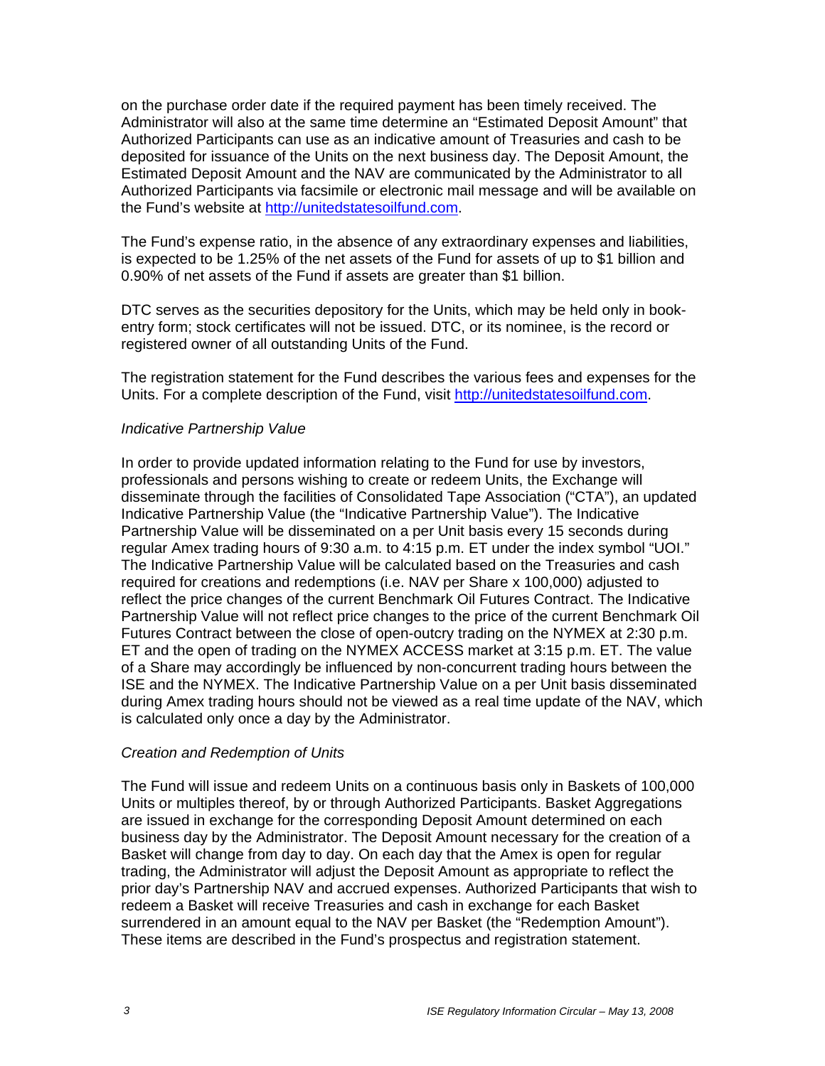on the purchase order date if the required payment has been timely received. The Administrator will also at the same time determine an "Estimated Deposit Amount" that Authorized Participants can use as an indicative amount of Treasuries and cash to be deposited for issuance of the Units on the next business day. The Deposit Amount, the Estimated Deposit Amount and the NAV are communicated by the Administrator to all Authorized Participants via facsimile or electronic mail message and will be available on the Fund's website at http://unitedstatesoilfund.com.

The Fund's expense ratio, in the absence of any extraordinary expenses and liabilities, is expected to be 1.25% of the net assets of the Fund for assets of up to $1 billion and 0.90% of net assets of the Fund if assets are greater than $1 billion.

DTC serves as the securities depository for the Units, which may be held only in book-entry form; stock certificates will not be issued. DTC, or its nominee, is the record or registered owner of all outstanding Units of the Fund.

The registration statement for the Fund describes the various fees and expenses for the Units. For a complete description of the Fund, visit http://unitedstatesoilfund.com.

*Indicative Partnership Value*

In order to provide updated information relating to the Fund for use by investors, professionals and persons wishing to create or redeem Units, the Exchange will disseminate through the facilities of Consolidated Tape Association ("CTA"), an updated Indicative Partnership Value (the "Indicative Partnership Value"). The Indicative Partnership Value will be disseminated on a per Unit basis every 15 seconds during regular Amex trading hours of 9:30 a.m. to 4:15 p.m. ET under the index symbol "UOI." The Indicative Partnership Value will be calculated based on the Treasuries and cash required for creations and redemptions (i.e. NAV per Share x 100,000) adjusted to reflect the price changes of the current Benchmark Oil Futures Contract. The Indicative Partnership Value will not reflect price changes to the price of the current Benchmark Oil Futures Contract between the close of open-outcry trading on the NYMEX at 2:30 p.m. ET and the open of trading on the NYMEX ACCESS market at 3:15 p.m. ET. The value of a Share may accordingly be influenced by non-concurrent trading hours between the ISE and the NYMEX. The Indicative Partnership Value on a per Unit basis disseminated during Amex trading hours should not be viewed as a real time update of the NAV, which is calculated only once a day by the Administrator.

*Creation and Redemption of Units*

The Fund will issue and redeem Units on a continuous basis only in Baskets of 100,000 Units or multiples thereof, by or through Authorized Participants. Basket Aggregations are issued in exchange for the corresponding Deposit Amount determined on each business day by the Administrator. The Deposit Amount necessary for the creation of a Basket will change from day to day. On each day that the Amex is open for regular trading, the Administrator will adjust the Deposit Amount as appropriate to reflect the prior day's Partnership NAV and accrued expenses. Authorized Participants that wish to redeem a Basket will receive Treasuries and cash in exchange for each Basket surrendered in an amount equal to the NAV per Basket (the "Redemption Amount"). These items are described in the Fund's prospectus and registration statement.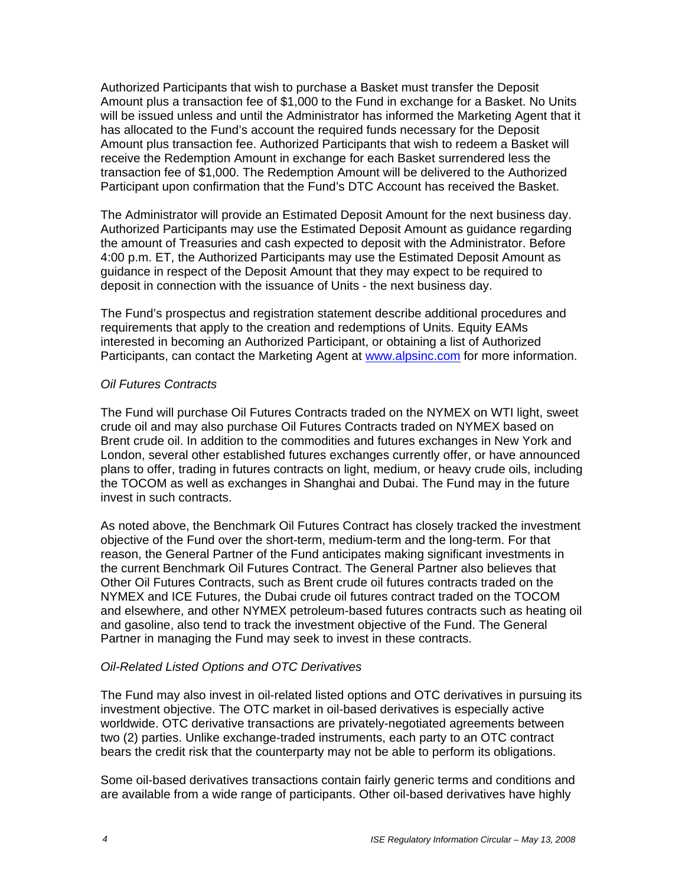Authorized Participants that wish to purchase a Basket must transfer the Deposit Amount plus a transaction fee of $1,000 to the Fund in exchange for a Basket. No Units will be issued unless and until the Administrator has informed the Marketing Agent that it has allocated to the Fund's account the required funds necessary for the Deposit Amount plus transaction fee. Authorized Participants that wish to redeem a Basket will receive the Redemption Amount in exchange for each Basket surrendered less the transaction fee of $1,000. The Redemption Amount will be delivered to the Authorized Participant upon confirmation that the Fund's DTC Account has received the Basket.

The Administrator will provide an Estimated Deposit Amount for the next business day. Authorized Participants may use the Estimated Deposit Amount as guidance regarding the amount of Treasuries and cash expected to deposit with the Administrator. Before 4:00 p.m. ET, the Authorized Participants may use the Estimated Deposit Amount as guidance in respect of the Deposit Amount that they may expect to be required to deposit in connection with the issuance of Units - the next business day.

The Fund's prospectus and registration statement describe additional procedures and requirements that apply to the creation and redemptions of Units. Equity EAMs interested in becoming an Authorized Participant, or obtaining a list of Authorized Participants, can contact the Marketing Agent at www.alpsinc.com for more information.

*Oil Futures Contracts*

The Fund will purchase Oil Futures Contracts traded on the NYMEX on WTI light, sweet crude oil and may also purchase Oil Futures Contracts traded on NYMEX based on Brent crude oil. In addition to the commodities and futures exchanges in New York and London, several other established futures exchanges currently offer, or have announced plans to offer, trading in futures contracts on light, medium, or heavy crude oils, including the TOCOM as well as exchanges in Shanghai and Dubai. The Fund may in the future invest in such contracts.

As noted above, the Benchmark Oil Futures Contract has closely tracked the investment objective of the Fund over the short-term, medium-term and the long-term. For that reason, the General Partner of the Fund anticipates making significant investments in the current Benchmark Oil Futures Contract. The General Partner also believes that Other Oil Futures Contracts, such as Brent crude oil futures contracts traded on the NYMEX and ICE Futures, the Dubai crude oil futures contract traded on the TOCOM and elsewhere, and other NYMEX petroleum-based futures contracts such as heating oil and gasoline, also tend to track the investment objective of the Fund. The General Partner in managing the Fund may seek to invest in these contracts.

*Oil-Related Listed Options and OTC Derivatives*

The Fund may also invest in oil-related listed options and OTC derivatives in pursuing its investment objective. The OTC market in oil-based derivatives is especially active worldwide. OTC derivative transactions are privately-negotiated agreements between two (2) parties. Unlike exchange-traded instruments, each party to an OTC contract bears the credit risk that the counterparty may not be able to perform its obligations.

Some oil-based derivatives transactions contain fairly generic terms and conditions and are available from a wide range of participants. Other oil-based derivatives have highly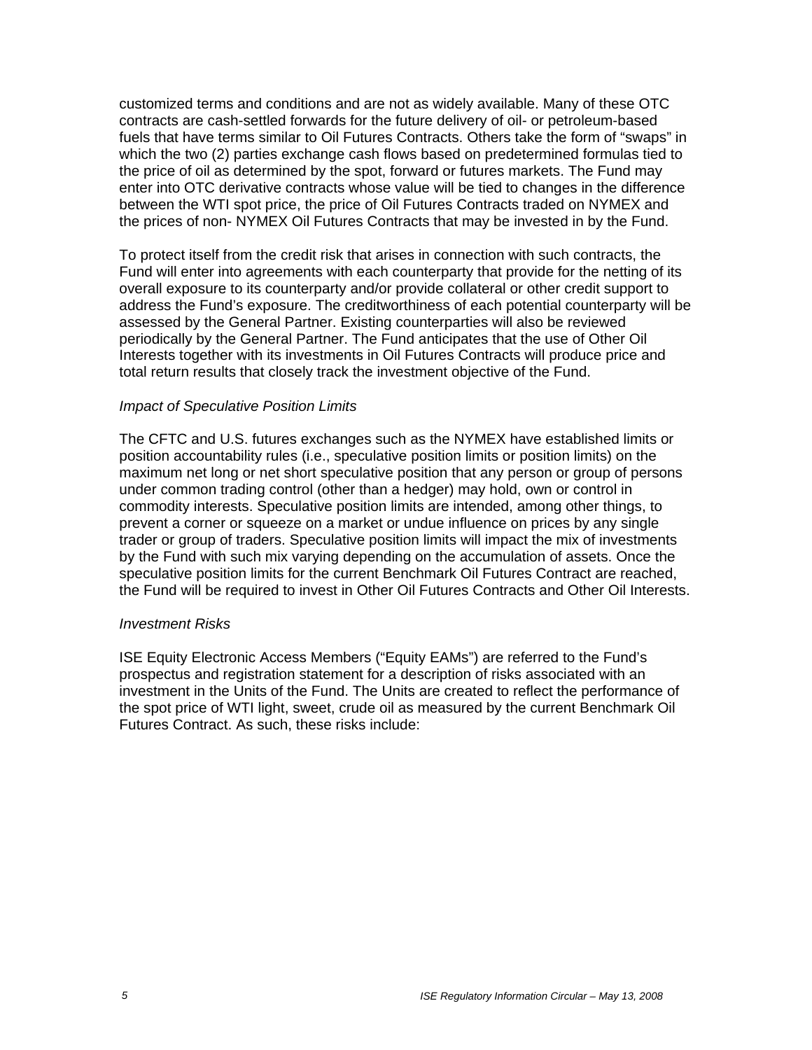customized terms and conditions and are not as widely available. Many of these OTC contracts are cash-settled forwards for the future delivery of oil- or petroleum-based fuels that have terms similar to Oil Futures Contracts. Others take the form of "swaps" in which the two (2) parties exchange cash flows based on predetermined formulas tied to the price of oil as determined by the spot, forward or futures markets. The Fund may enter into OTC derivative contracts whose value will be tied to changes in the difference between the WTI spot price, the price of Oil Futures Contracts traded on NYMEX and the prices of non- NYMEX Oil Futures Contracts that may be invested in by the Fund.

To protect itself from the credit risk that arises in connection with such contracts, the Fund will enter into agreements with each counterparty that provide for the netting of its overall exposure to its counterparty and/or provide collateral or other credit support to address the Fund's exposure. The creditworthiness of each potential counterparty will be assessed by the General Partner. Existing counterparties will also be reviewed periodically by the General Partner. The Fund anticipates that the use of Other Oil Interests together with its investments in Oil Futures Contracts will produce price and total return results that closely track the investment objective of the Fund.

*Impact of Speculative Position Limits*

The CFTC and U.S. futures exchanges such as the NYMEX have established limits or position accountability rules (i.e., speculative position limits or position limits) on the maximum net long or net short speculative position that any person or group of persons under common trading control (other than a hedger) may hold, own or control in commodity interests. Speculative position limits are intended, among other things, to prevent a corner or squeeze on a market or undue influence on prices by any single trader or group of traders. Speculative position limits will impact the mix of investments by the Fund with such mix varying depending on the accumulation of assets. Once the speculative position limits for the current Benchmark Oil Futures Contract are reached, the Fund will be required to invest in Other Oil Futures Contracts and Other Oil Interests.

*Investment Risks*

ISE Equity Electronic Access Members ("Equity EAMs") are referred to the Fund's prospectus and registration statement for a description of risks associated with an investment in the Units of the Fund. The Units are created to reflect the performance of the spot price of WTI light, sweet, crude oil as measured by the current Benchmark Oil Futures Contract. As such, these risks include: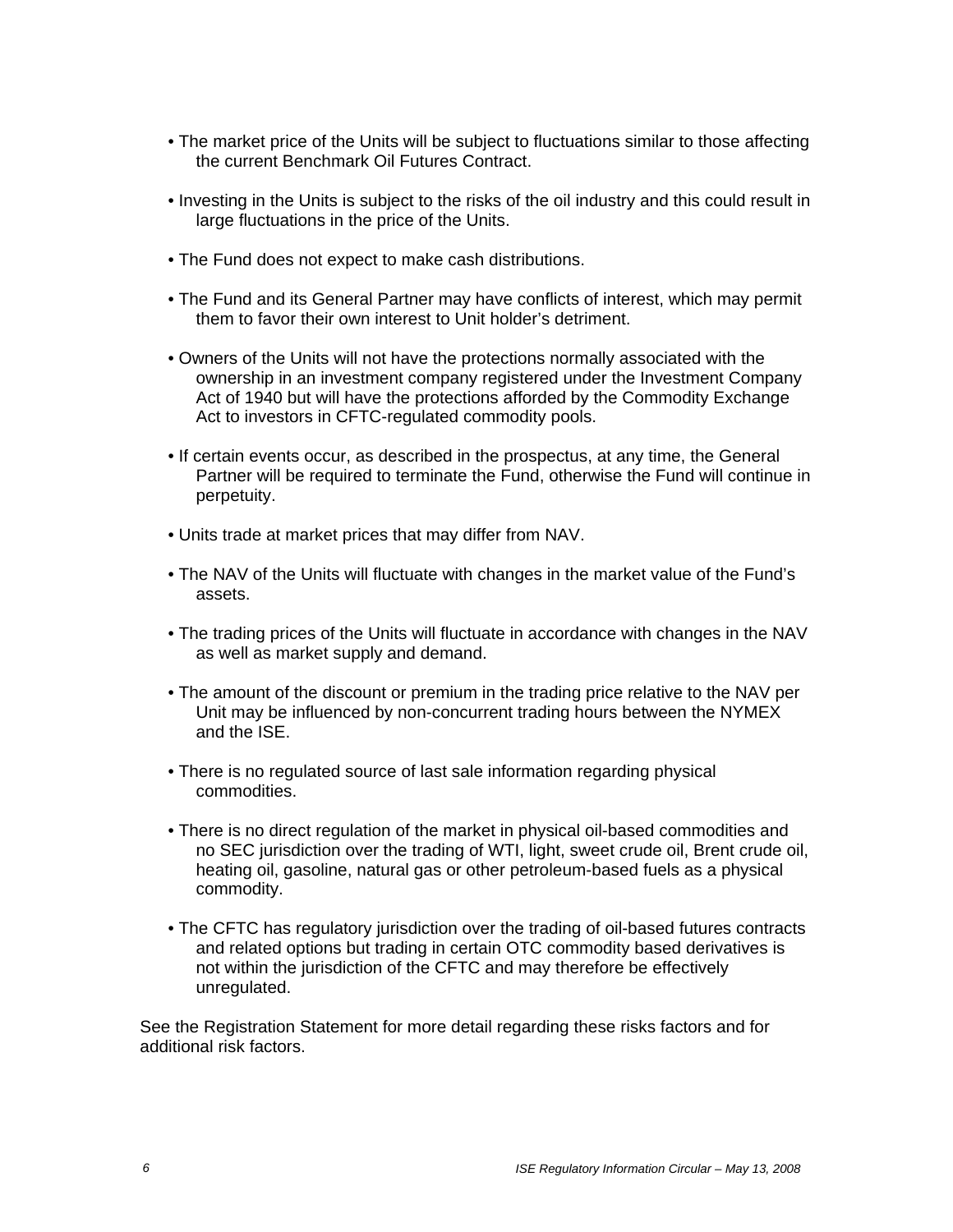- The market price of the Units will be subject to fluctuations similar to those affecting the current Benchmark Oil Futures Contract.

- Investing in the Units is subject to the risks of the oil industry and this could result in large fluctuations in the price of the Units.

- The Fund does not expect to make cash distributions.

- The Fund and its General Partner may have conflicts of interest, which may permit them to favor their own interest to Unit holder's detriment.

- Owners of the Units will not have the protections normally associated with the ownership in an investment company registered under the Investment Company Act of 1940 but will have the protections afforded by the Commodity Exchange Act to investors in CFTC-regulated commodity pools.

- If certain events occur, as described in the prospectus, at any time, the General Partner will be required to terminate the Fund, otherwise the Fund will continue in perpetuity.

- Units trade at market prices that may differ from NAV.

- The NAV of the Units will fluctuate with changes in the market value of the Fund's assets.

- The trading prices of the Units will fluctuate in accordance with changes in the NAV as well as market supply and demand.

- The amount of the discount or premium in the trading price relative to the NAV per Unit may be influenced by non-concurrent trading hours between the NYMEX and the ISE.

- There is no regulated source of last sale information regarding physical commodities.

- There is no direct regulation of the market in physical oil-based commodities and no SEC jurisdiction over the trading of WTI, light, sweet crude oil, Brent crude oil, heating oil, gasoline, natural gas or other petroleum-based fuels as a physical commodity.

- The CFTC has regulatory jurisdiction over the trading of oil-based futures contracts and related options but trading in certain OTC commodity based derivatives is not within the jurisdiction of the CFTC and may therefore be effectively unregulated.

See the Registration Statement for more detail regarding these risks factors and for additional risk factors.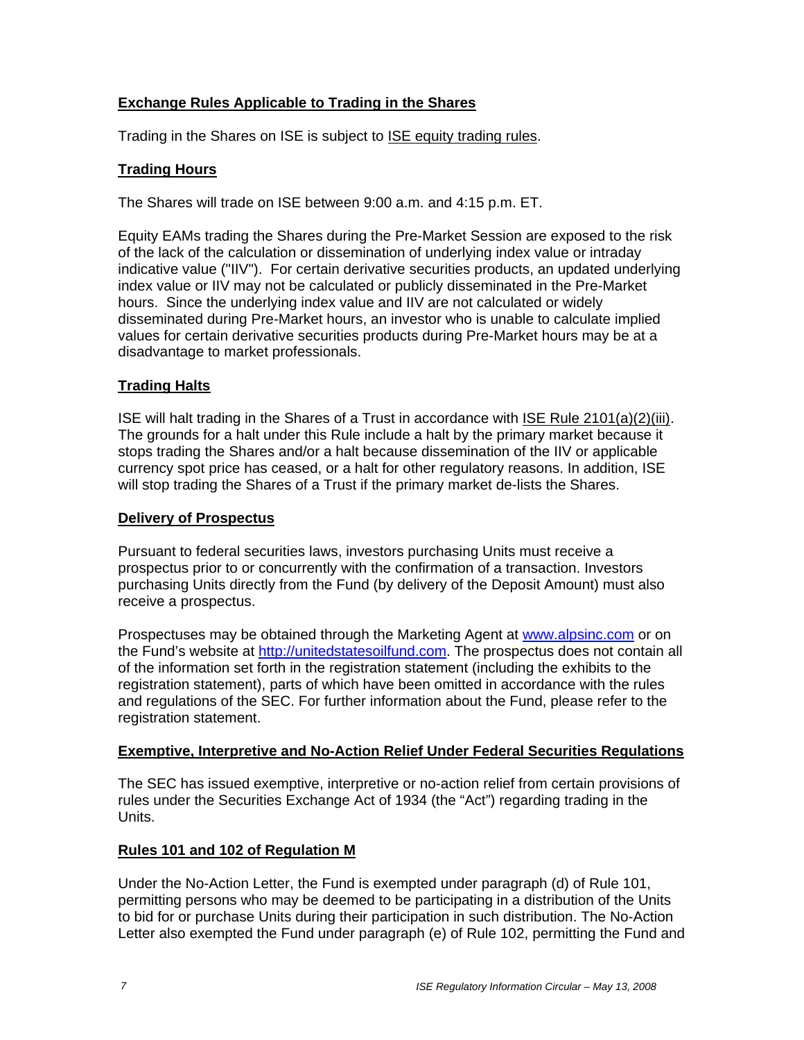## Exchange Rules Applicable to Trading in the Shares

Trading in the Shares on ISE is subject to ISE equity trading rules.

## Trading Hours

The Shares will trade on ISE between 9:00 a.m. and 4:15 p.m. ET.

Equity EAMs trading the Shares during the Pre-Market Session are exposed to the risk of the lack of the calculation or dissemination of underlying index value or intraday indicative value ("IIV"). For certain derivative securities products, an updated underlying index value or IIV may not be calculated or publicly disseminated in the Pre-Market hours. Since the underlying index value and IIV are not calculated or widely disseminated during Pre-Market hours, an investor who is unable to calculate implied values for certain derivative securities products during Pre-Market hours may be at a disadvantage to market professionals.

## Trading Halts

ISE will halt trading in the Shares of a Trust in accordance with ISE Rule 2101(a)(2)(iii). The grounds for a halt under this Rule include a halt by the primary market because it stops trading the Shares and/or a halt because dissemination of the IIV or applicable currency spot price has ceased, or a halt for other regulatory reasons. In addition, ISE will stop trading the Shares of a Trust if the primary market de-lists the Shares.

## Delivery of Prospectus

Pursuant to federal securities laws, investors purchasing Units must receive a prospectus prior to or concurrently with the confirmation of a transaction. Investors purchasing Units directly from the Fund (by delivery of the Deposit Amount) must also receive a prospectus.

Prospectuses may be obtained through the Marketing Agent at [www.alpsinc.com](http://www.alpsinc.com) or on the Fund's website at [http://unitedstatesoilfund.com](http://unitedstatesoilfund.com). The prospectus does not contain all of the information set forth in the registration statement (including the exhibits to the registration statement), parts of which have been omitted in accordance with the rules and regulations of the SEC. For further information about the Fund, please refer to the registration statement.

## Exemptive, Interpretive and No-Action Relief Under Federal Securities Regulations

The SEC has issued exemptive, interpretive or no-action relief from certain provisions of rules under the Securities Exchange Act of 1934 (the "Act") regarding trading in the Units.

## Rules 101 and 102 of Regulation M

Under the No-Action Letter, the Fund is exempted under paragraph (d) of Rule 101, permitting persons who may be deemed to be participating in a distribution of the Units to bid for or purchase Units during their participation in such distribution. The No-Action Letter also exempted the Fund under paragraph (e) of Rule 102, permitting the Fund and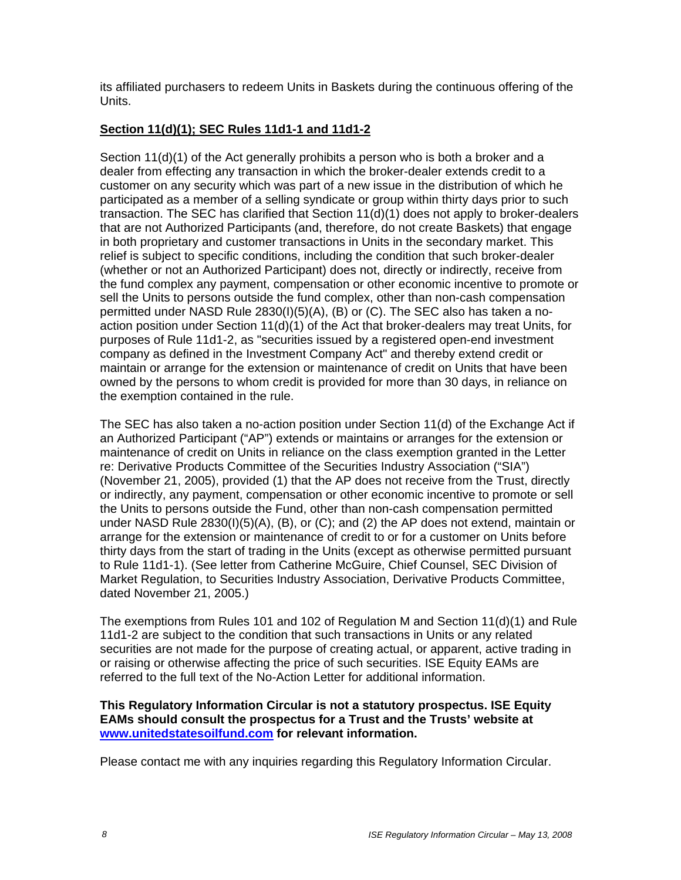its affiliated purchasers to redeem Units in Baskets during the continuous offering of the Units.

**Section 11(d)(1); SEC Rules 11d1-1 and 11d1-2**

Section 11(d)(1) of the Act generally prohibits a person who is both a broker and a dealer from effecting any transaction in which the broker-dealer extends credit to a customer on any security which was part of a new issue in the distribution of which he participated as a member of a selling syndicate or group within thirty days prior to such transaction. The SEC has clarified that Section 11(d)(1) does not apply to broker-dealers that are not Authorized Participants (and, therefore, do not create Baskets) that engage in both proprietary and customer transactions in Units in the secondary market. This relief is subject to specific conditions, including the condition that such broker-dealer (whether or not an Authorized Participant) does not, directly or indirectly, receive from the fund complex any payment, compensation or other economic incentive to promote or sell the Units to persons outside the fund complex, other than non-cash compensation permitted under NASD Rule 2830(I)(5)(A), (B) or (C). The SEC also has taken a no-action position under Section 11(d)(1) of the Act that broker-dealers may treat Units, for purposes of Rule 11d1-2, as "securities issued by a registered open-end investment company as defined in the Investment Company Act" and thereby extend credit or maintain or arrange for the extension or maintenance of credit on Units that have been owned by the persons to whom credit is provided for more than 30 days, in reliance on the exemption contained in the rule.

The SEC has also taken a no-action position under Section 11(d) of the Exchange Act if an Authorized Participant ("AP") extends or maintains or arranges for the extension or maintenance of credit on Units in reliance on the class exemption granted in the Letter re: Derivative Products Committee of the Securities Industry Association ("SIA") (November 21, 2005), provided (1) that the AP does not receive from the Trust, directly or indirectly, any payment, compensation or other economic incentive to promote or sell the Units to persons outside the Fund, other than non-cash compensation permitted under NASD Rule 2830(I)(5)(A), (B), or (C); and (2) the AP does not extend, maintain or arrange for the extension or maintenance of credit to or for a customer on Units before thirty days from the start of trading in the Units (except as otherwise permitted pursuant to Rule 11d1-1). (See letter from Catherine McGuire, Chief Counsel, SEC Division of Market Regulation, to Securities Industry Association, Derivative Products Committee, dated November 21, 2005.)

The exemptions from Rules 101 and 102 of Regulation M and Section 11(d)(1) and Rule 11d1-2 are subject to the condition that such transactions in Units or any related securities are not made for the purpose of creating actual, or apparent, active trading in or raising or otherwise affecting the price of such securities. ISE Equity EAMs are referred to the full text of the No-Action Letter for additional information.

**This Regulatory Information Circular is not a statutory prospectus. ISE Equity EAMs should consult the prospectus for a Trust and the Trusts' website at [www.unitedstatesoilfund.com](http://www.unitedstatesoilfund.com) for relevant information.**

Please contact me with any inquiries regarding this Regulatory Information Circular.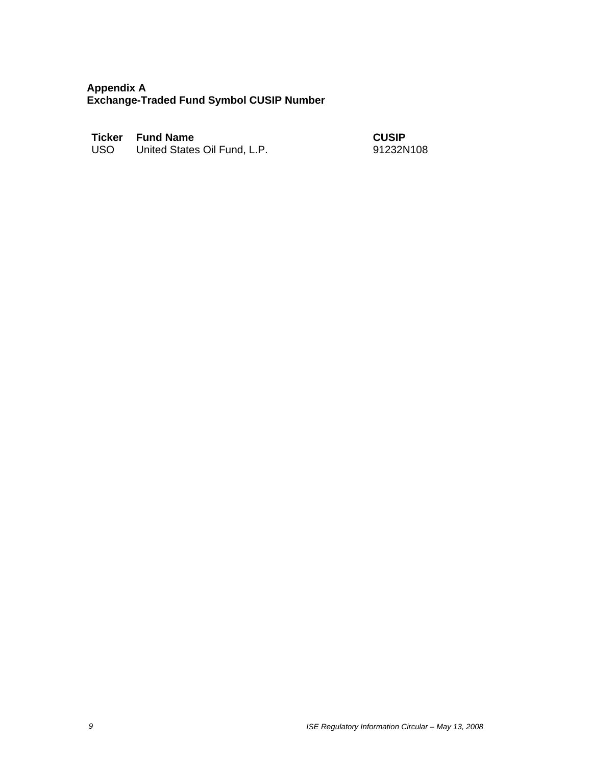**Appendix A**
**Exchange-Traded Fund Symbol CUSIP Number**

| Ticker | Fund Name | CUSIP |
|---|---|---|
| USO | United States Oil Fund, L.P. | 91232N108 |